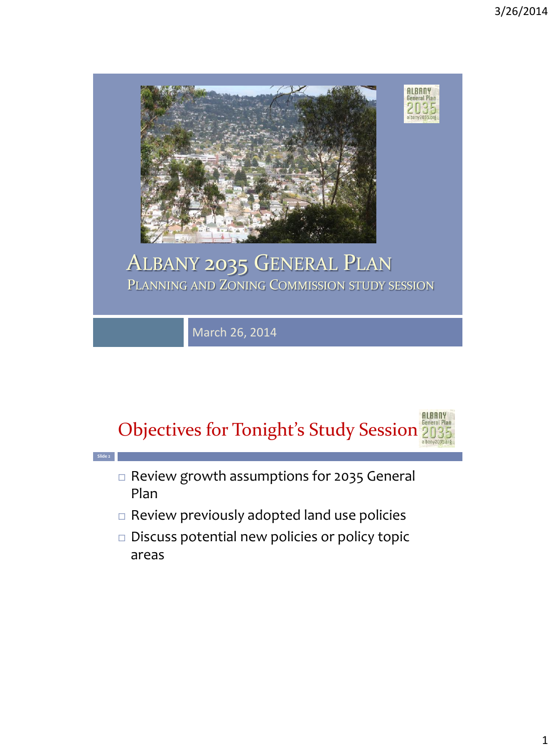# Albany 2035 General Plan

## Planning and Zoning Commission study session

March 26, 2014

## Objectives for Tonight's Study Session

- Review growth assumptions for 2035 General Plan
- Review previously adopted land use policies
- Discuss potential new policies or policy topic areas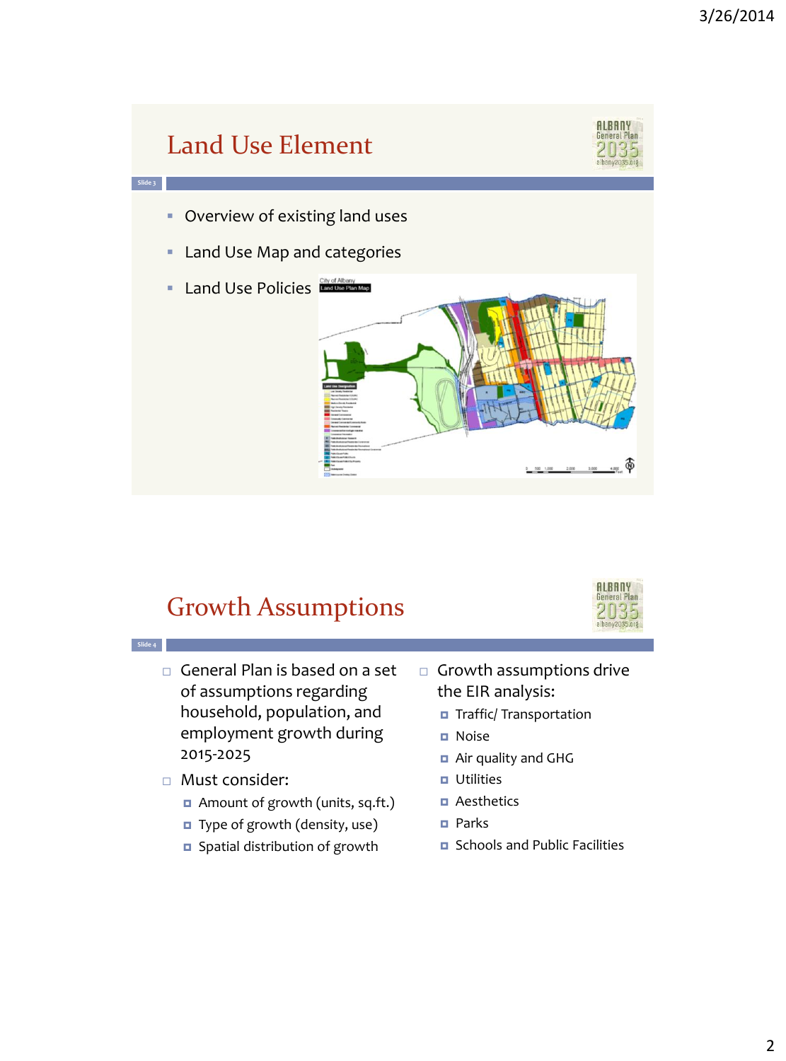## Land Use Element

- Overview of existing land uses
- Land Use Map and categories
- Land Use Policies

## Growth Assumptions

- General Plan is based on a set of assumptions regarding household, population, and employment growth during 2015-2025
- Must consider:
  - Amount of growth (units, sq.ft.)
  - Type of growth (density, use)
  - Spatial distribution of growth
- Growth assumptions drive the EIR analysis:
  - Traffic/ Transportation
  - Noise
  - Air quality and GHG
  - Utilities
  - Aesthetics
  - Parks
  - Schools and Public Facilities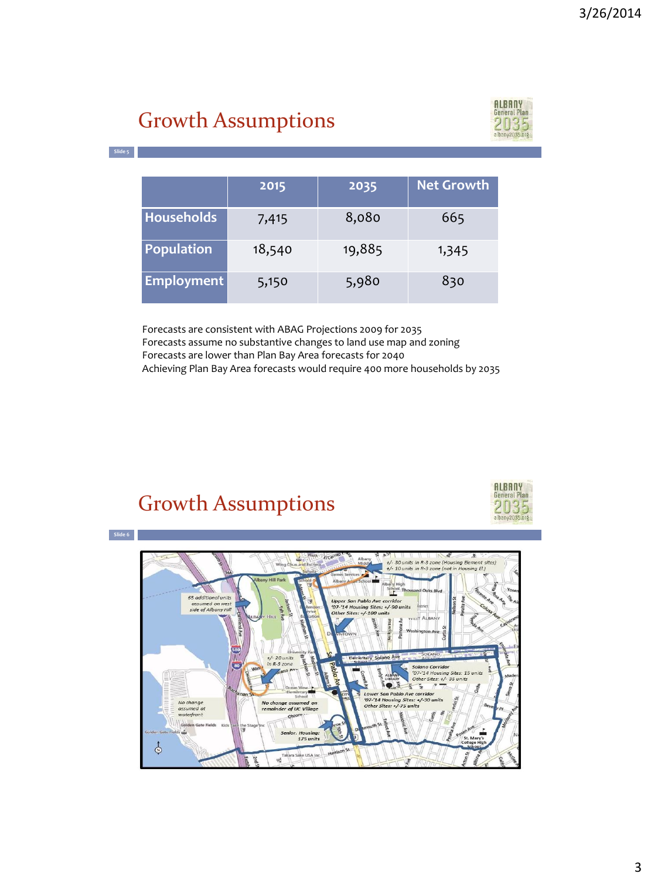## Growth Assumptions

|  | 2015 | 2035 | Net Growth |
| --- | --- | --- | --- |
| **Households** | 7,415 | 8,080 | 665 |
| **Population** | 18,540 | 19,885 | 1,345 |
| **Employment** | 5,150 | 5,980 | 830 |

Forecasts are consistent with ABAG Projections 2009 for 2035
Forecasts assume no substantive changes to land use map and zoning
Forecasts are lower than Plan Bay Area forecasts for 2040
Achieving Plan Bay Area forecasts would require 400 more households by 2035

## Growth Assumptions

+/- 30 units in R-3 zone (Housing Element sites)
+/- 10 units in R-3 zone (not in Housing El.)

65 additional units assumed on west side of Albany Hill

Upper San Pablo Ave corridor
'07-'14 Housing Sites: +/-90 units
Other Sites: +/-100 units

+/- 20 units in R-3 zone

Solano Corridor
'07-'14 Housing Sites: 15 units
Other Sites: +/- 35 units

Lower San Pablo Ave corridor
'07-'14 Housing Sites: +/-30 units
Other Sites: +/-75 units

No change assumed at waterfront

No change assumed on remainder of UC Village

Senior. Housing: 175 units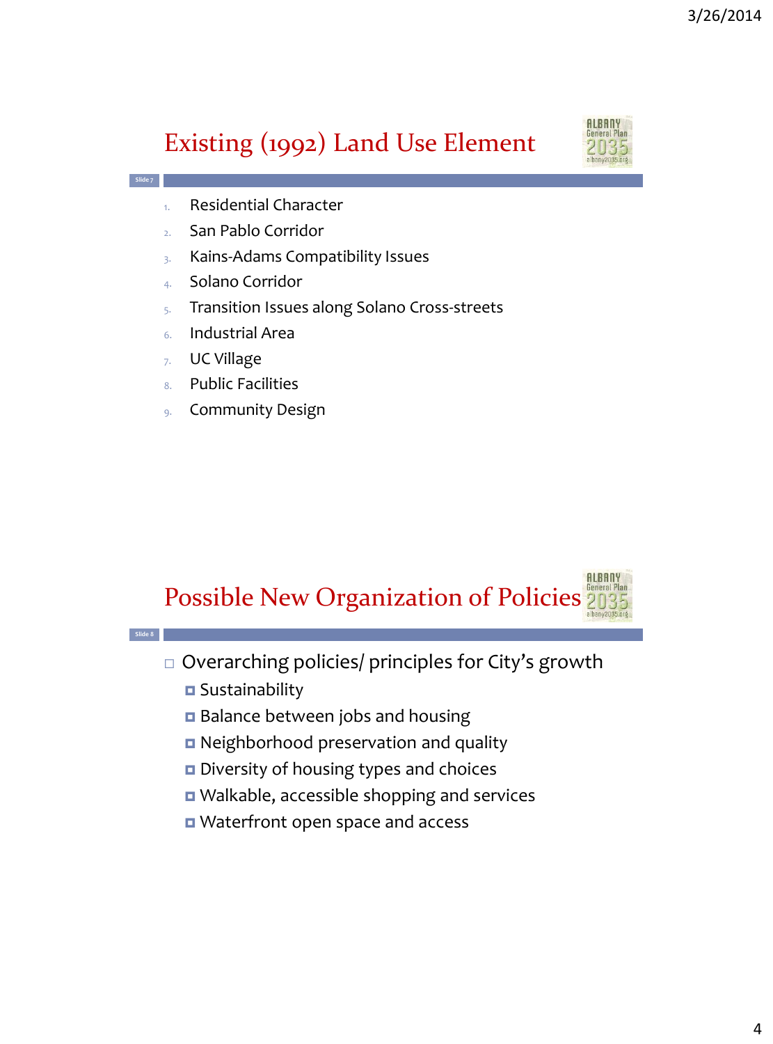## Existing (1992) Land Use Element

1. Residential Character
2. San Pablo Corridor
3. Kains-Adams Compatibility Issues
4. Solano Corridor
5. Transition Issues along Solano Cross-streets
6. Industrial Area
7. UC Village
8. Public Facilities
9. Community Design

## Possible New Organization of Policies

- Overarching policies/ principles for City's growth
  - Sustainability
  - Balance between jobs and housing
  - Neighborhood preservation and quality
  - Diversity of housing types and choices
  - Walkable, accessible shopping and services
  - Waterfront open space and access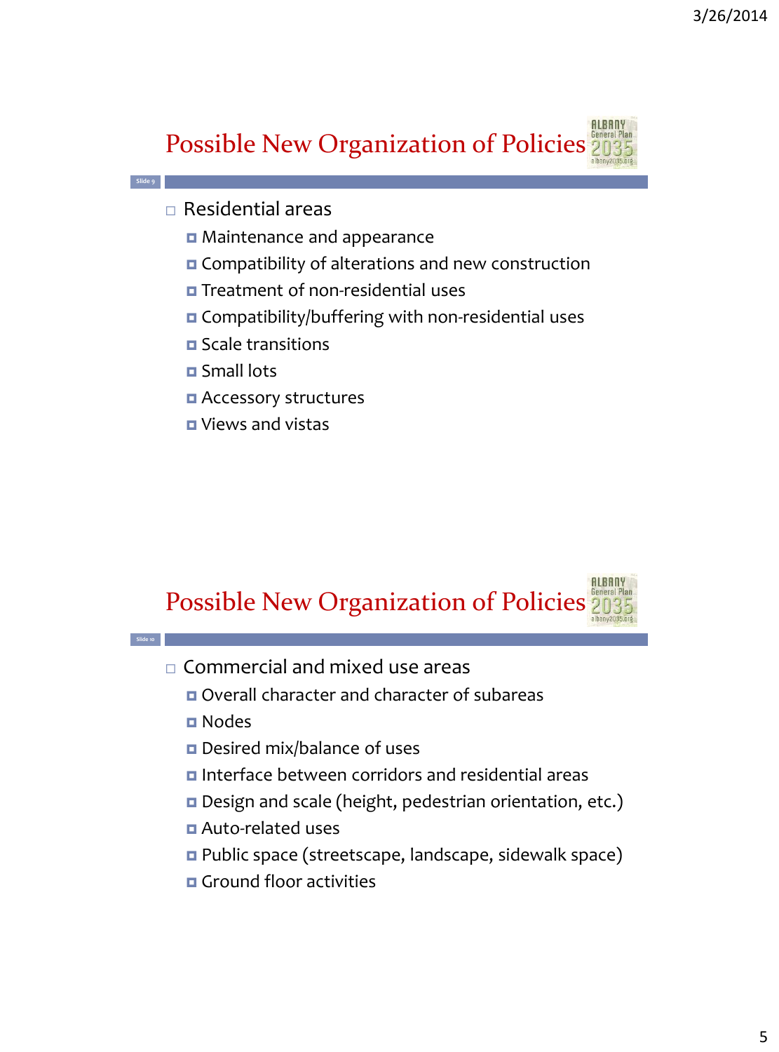## Possible New Organization of Policies

Slide 9

- Residential areas
  - Maintenance and appearance
  - Compatibility of alterations and new construction
  - Treatment of non-residential uses
  - Compatibility/buffering with non-residential uses
  - Scale transitions
  - Small lots
  - Accessory structures
  - Views and vistas

## Possible New Organization of Policies

Slide 10

- Commercial and mixed use areas
  - Overall character and character of subareas
  - Nodes
  - Desired mix/balance of uses
  - Interface between corridors and residential areas
  - Design and scale (height, pedestrian orientation, etc.)
  - Auto-related uses
  - Public space (streetscape, landscape, sidewalk space)
  - Ground floor activities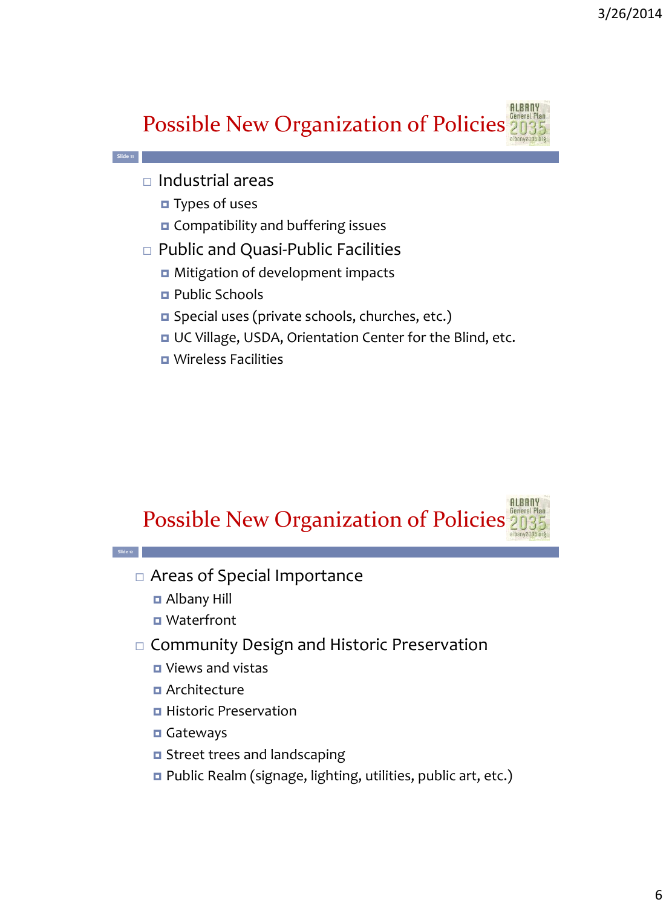## Possible New Organization of Policies

- Industrial areas
  - Types of uses
  - Compatibility and buffering issues
- Public and Quasi-Public Facilities
  - Mitigation of development impacts
  - Public Schools
  - Special uses (private schools, churches, etc.)
  - UC Village, USDA, Orientation Center for the Blind, etc.
  - Wireless Facilities

## Possible New Organization of Policies

- Areas of Special Importance
  - Albany Hill
  - Waterfront
- Community Design and Historic Preservation
  - Views and vistas
  - Architecture
  - Historic Preservation
  - Gateways
  - Street trees and landscaping
  - Public Realm (signage, lighting, utilities, public art, etc.)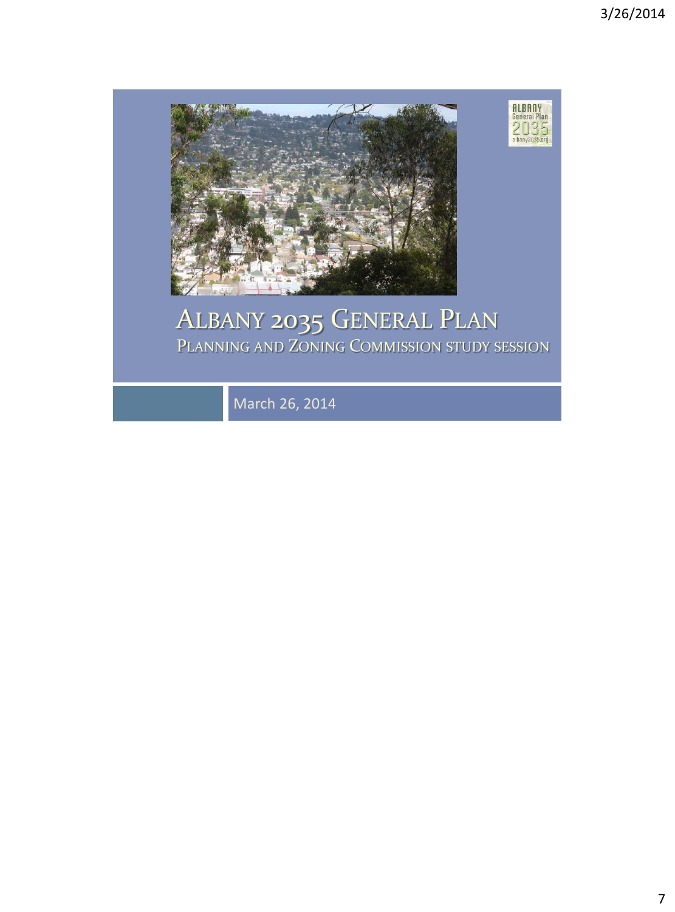# Albany 2035 General Plan

## Planning and Zoning Commission study session

March 26, 2014